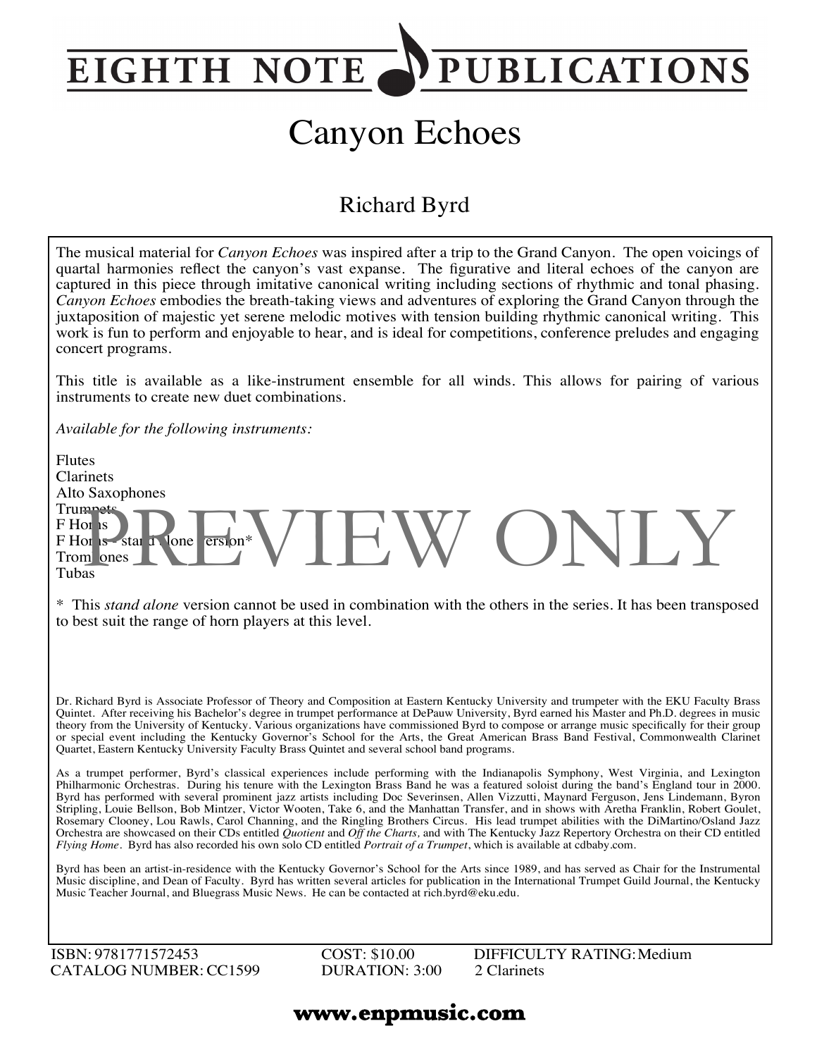# EIGHTH NOTE PUBLICATIONS

# Canyon Echoes

## Richard Byrd

The musical material for *Canyon Echoes* was inspired after a trip to the Grand Canyon. The open voicings of quartal harmonies reflect the canyon's vast expanse. The figurative and literal echoes of the canyon are captured in this piece through imitative canonical writing including sections of rhythmic and tonal phasing. *Canyon Echoes* embodies the breath-taking views and adventures of exploring the Grand Canyon through the juxtaposition of majestic yet serene melodic motives with tension building rhythmic canonical writing. This work is fun to perform and enjoyable to hear, and is ideal for competitions, conference preludes and engaging concert programs.

This title is available as a like-instrument ensemble for all winds. This allows for pairing of various instruments to create new duet combinations.

*Available for the following instruments:*

Flutes
Clarinets
Alto Saxophones
Trumpets
F Horns
F Horns - stand alone version*
Trombones
Tubas

PREVIEW ONLY

\* This *stand alone* version cannot be used in combination with the others in the series. It has been transposed to best suit the range of horn players at this level.

Dr. Richard Byrd is Associate Professor of Theory and Composition at Eastern Kentucky University and trumpeter with the EKU Faculty Brass Quintet. After receiving his Bachelor's degree in trumpet performance at DePauw University, Byrd earned his Master and Ph.D. degrees in music theory from the University of Kentucky. Various organizations have commissioned Byrd to compose or arrange music specifically for their group or special event including the Kentucky Governor's School for the Arts, the Great American Brass Band Festival, Commonwealth Clarinet Quartet, Eastern Kentucky University Faculty Brass Quintet and several school band programs.

As a trumpet performer, Byrd's classical experiences include performing with the Indianapolis Symphony, West Virginia, and Lexington Philharmonic Orchestras. During his tenure with the Lexington Brass Band he was a featured soloist during the band's England tour in 2000. Byrd has performed with several prominent jazz artists including Doc Severinsen, Allen Vizzutti, Maynard Ferguson, Jens Lindemann, Byron Stripling, Louie Bellson, Bob Mintzer, Victor Wooten, Take 6, and the Manhattan Transfer, and in shows with Aretha Franklin, Robert Goulet, Rosemary Clooney, Lou Rawls, Carol Channing, and the Ringling Brothers Circus. His lead trumpet abilities with the DiMartino/Osland Jazz Orchestra are showcased on their CDs entitled *Quotient* and *Off the Charts,* and with The Kentucky Jazz Repertory Orchestra on their CD entitled *Flying Home*. Byrd has also recorded his own solo CD entitled *Portrait of a Trumpet*, which is available at cdbaby.com.

Byrd has been an artist-in-residence with the Kentucky Governor's School for the Arts since 1989, and has served as Chair for the Instrumental Music discipline, and Dean of Faculty. Byrd has written several articles for publication in the International Trumpet Guild Journal, the Kentucky Music Teacher Journal, and Bluegrass Music News. He can be contacted at rich.byrd@eku.edu.

ISBN: 9781771572453 COST: $10.00 DIFFICULTY RATING: Medium
CATALOG NUMBER: CC1599 DURATION: 3:00 2 Clarinets

**www.enpmusic.com**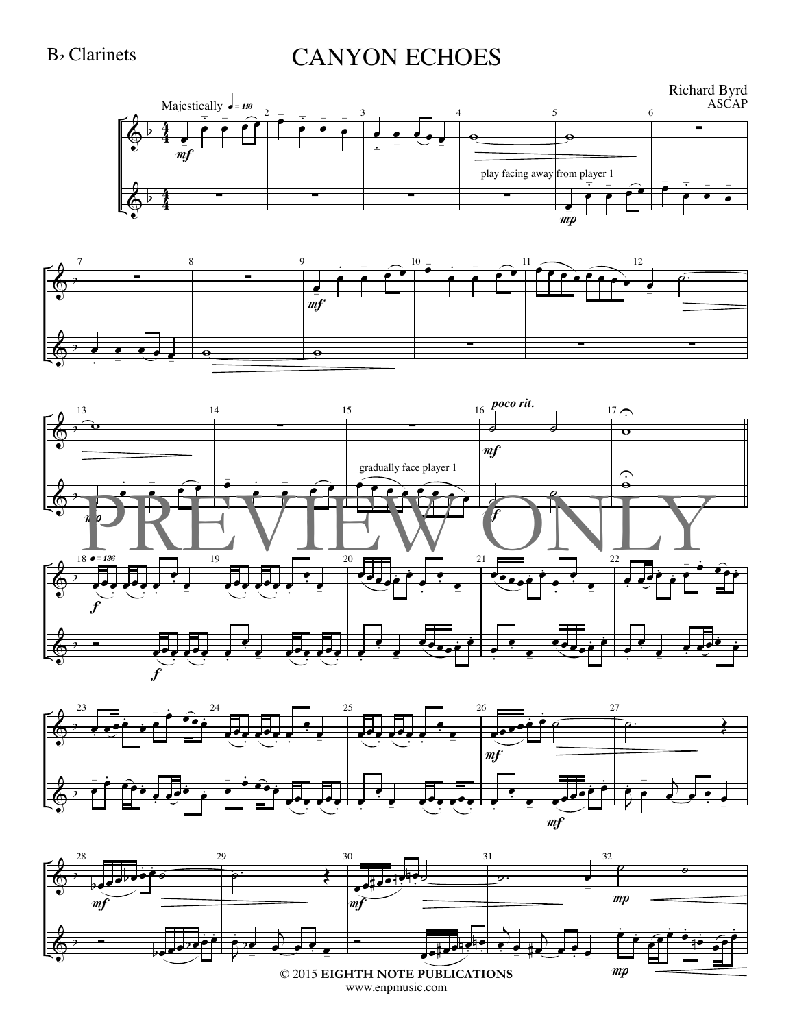B♭ Clarinets

# CANYON ECHOES

Richard Byrd
ASCAP

Majestically ♩ = 116

play facing away from player 1

gradually face player 1

*poco rit.*

♩ = 136

© 2015 EIGHTH NOTE PUBLICATIONS
www.enpmusic.com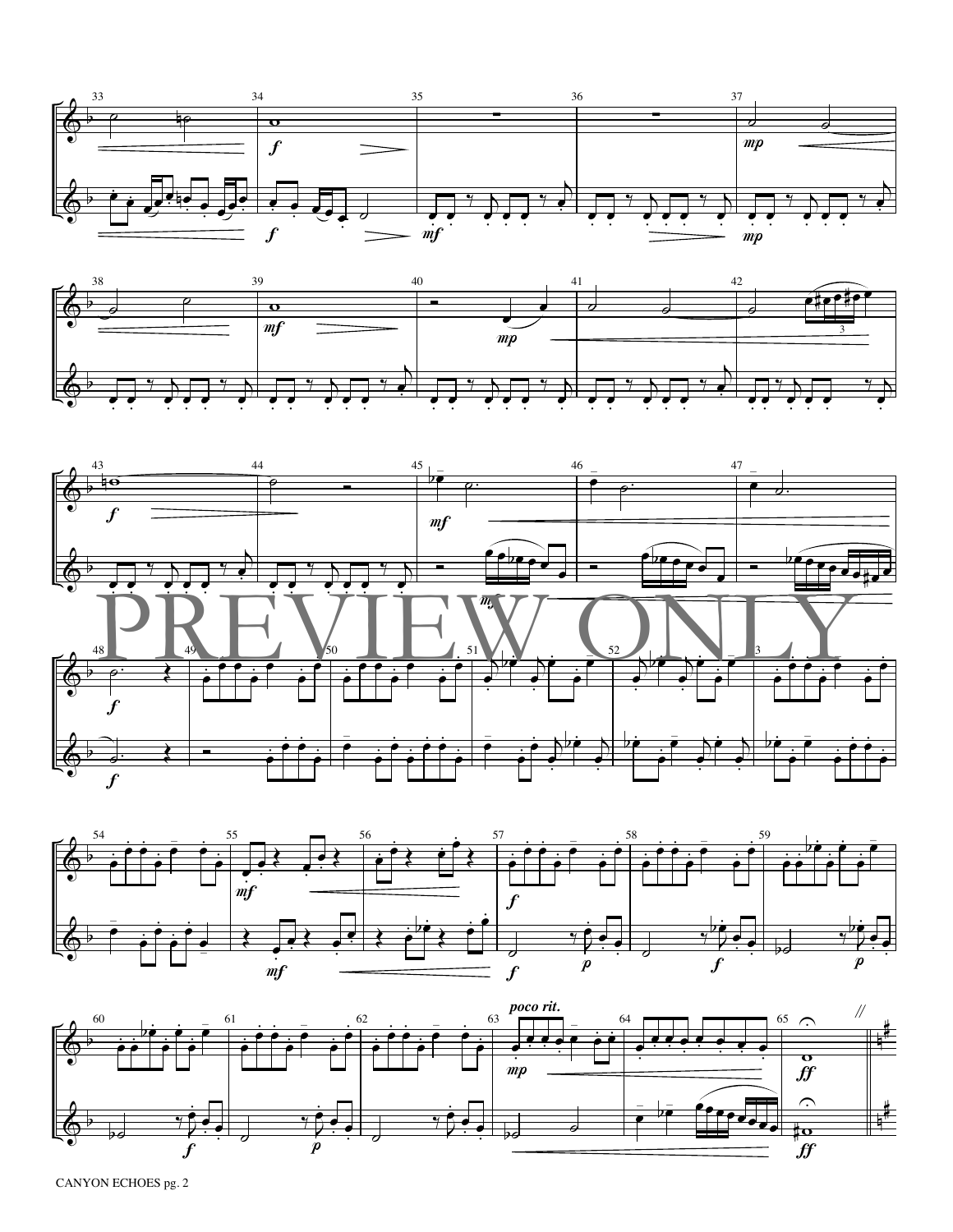PREVIEW ONLY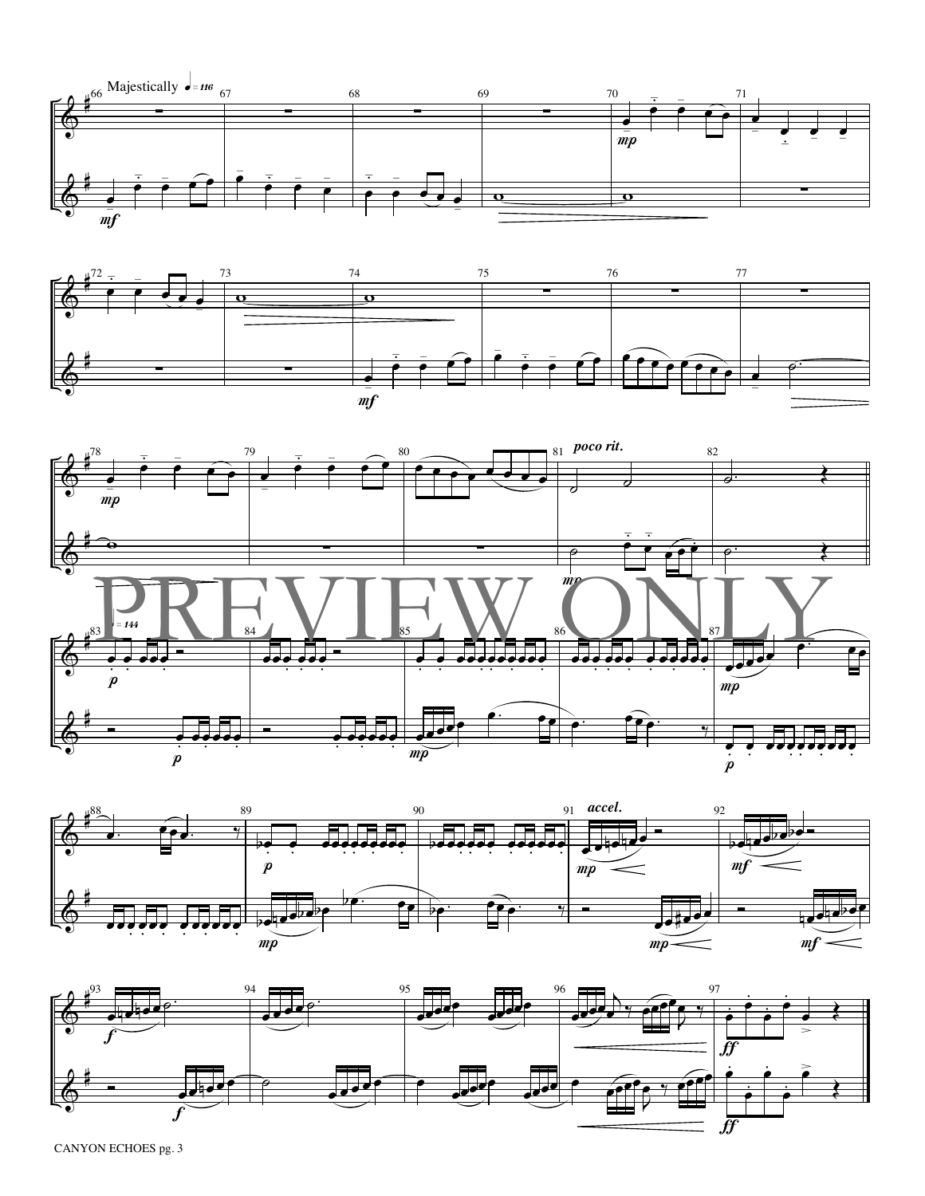Majestically ♩= 116

PREVIEW ONLY